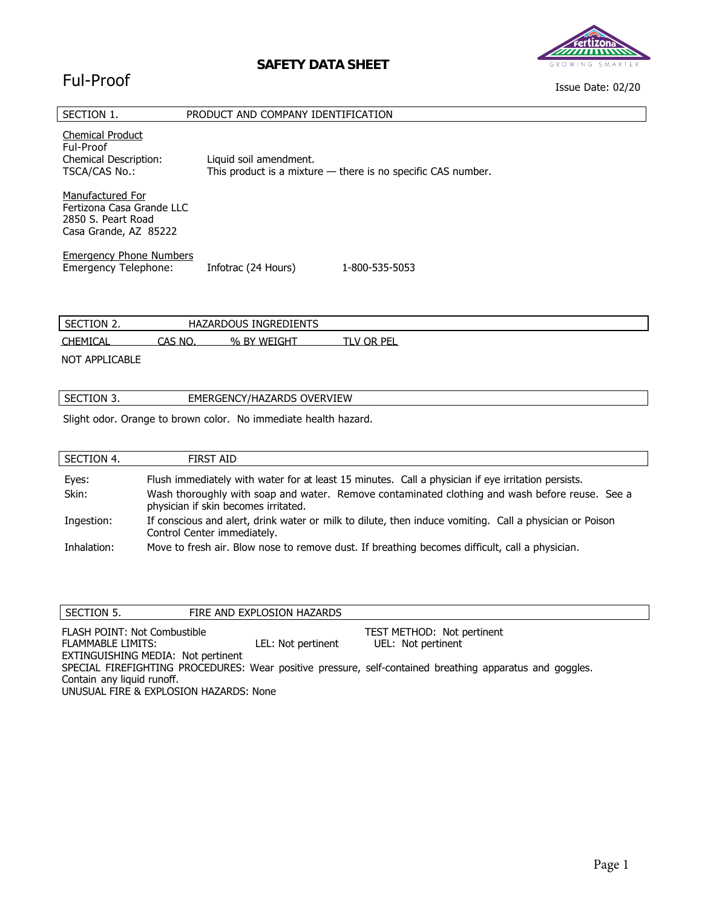# SAFETY DATA SHEET

**Ful-Proof**

Issue Date: 02/20

## SECTION 1. PRODUCT AND COMPANY IDENTIFICATION

Chemical Product
Ful-Proof

Chemical Description: Liquid soil amendment.
TSCA/CAS No.: This product is a mixture — there is no specific CAS number.

Manufactured For
Fertizona Casa Grande LLC
2850 S. Peart Road
Casa Grande, AZ 85222

Emergency Phone Numbers
Emergency Telephone: Infotrac (24 Hours) 1-800-535-5053

## SECTION 2. HAZARDOUS INGREDIENTS

| CHEMICAL | CAS NO. | % BY WEIGHT | TLV OR PEL |
|---|---|---|---|
| NOT APPLICABLE | | | |

## SECTION 3. EMERGENCY/HAZARDS OVERVIEW

Slight odor. Orange to brown color. No immediate health hazard.

## SECTION 4. FIRST AID

**Eyes:** Flush immediately with water for at least 15 minutes. Call a physician if eye irritation persists.

**Skin:** Wash thoroughly with soap and water. Remove contaminated clothing and wash before reuse. See a physician if skin becomes irritated.

**Ingestion:** If conscious and alert, drink water or milk to dilute, then induce vomiting. Call a physician or Poison Control Center immediately.

**Inhalation:** Move to fresh air. Blow nose to remove dust. If breathing becomes difficult, call a physician.

## SECTION 5. FIRE AND EXPLOSION HAZARDS

FLASH POINT: Not Combustible TEST METHOD: Not pertinent
FLAMMABLE LIMITS: LEL: Not pertinent UEL: Not pertinent
EXTINGUISHING MEDIA: Not pertinent
SPECIAL FIREFIGHTING PROCEDURES: Wear positive pressure, self-contained breathing apparatus and goggles. Contain any liquid runoff.
UNUSUAL FIRE & EXPLOSION HAZARDS: None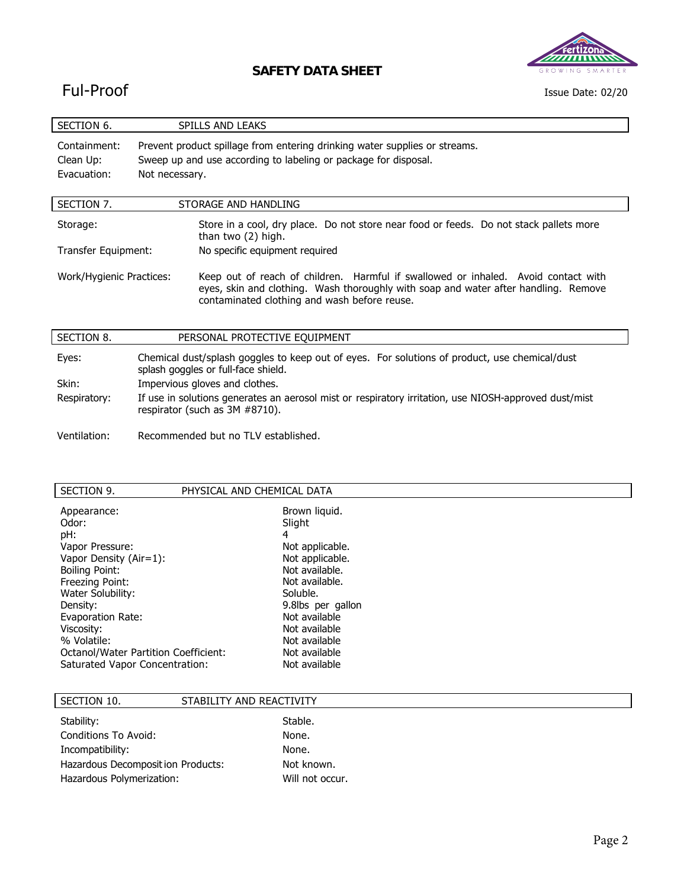## SECTION 6. SPILLS AND LEAKS

| | |
|---|---|
| Containment: | Prevent product spillage from entering drinking water supplies or streams. |
| Clean Up: | Sweep up and use according to labeling or package for disposal. |
| Evacuation: | Not necessary. |

## SECTION 7. STORAGE AND HANDLING

| | |
|---|---|
| Storage: | Store in a cool, dry place. Do not store near food or feeds. Do not stack pallets more than two (2) high. |
| Transfer Equipment: | No specific equipment required |
| Work/Hygienic Practices: | Keep out of reach of children. Harmful if swallowed or inhaled. Avoid contact with eyes, skin and clothing. Wash thoroughly with soap and water after handling. Remove contaminated clothing and wash before reuse. |

## SECTION 8. PERSONAL PROTECTIVE EQUIPMENT

| | |
|---|---|
| Eyes: | Chemical dust/splash goggles to keep out of eyes. For solutions of product, use chemical/dust splash goggles or full-face shield. |
| Skin: | Impervious gloves and clothes. |
| Respiratory: | If use in solutions generates an aerosol mist or respiratory irritation, use NIOSH-approved dust/mist respirator (such as 3M #8710). |
| Ventilation: | Recommended but no TLV established. |

## SECTION 9. PHYSICAL AND CHEMICAL DATA

| | |
|---|---|
| Appearance: | Brown liquid. |
| Odor: | Slight |
| pH: | 4 |
| Vapor Pressure: | Not applicable. |
| Vapor Density (Air=1): | Not applicable. |
| Boiling Point: | Not available. |
| Freezing Point: | Not available. |
| Water Solubility: | Soluble. |
| Density: | 9.8lbs per gallon |
| Evaporation Rate: | Not available |
| Viscosity: | Not available |
| % Volatile: | Not available |
| Octanol/Water Partition Coefficient: | Not available |
| Saturated Vapor Concentration: | Not available |

## SECTION 10. STABILITY AND REACTIVITY

| | |
|---|---|
| Stability: | Stable. |
| Conditions To Avoid: | None. |
| Incompatibility: | None. |
| Hazardous Decomposition Products: | Not known. |
| Hazardous Polymerization: | Will not occur. |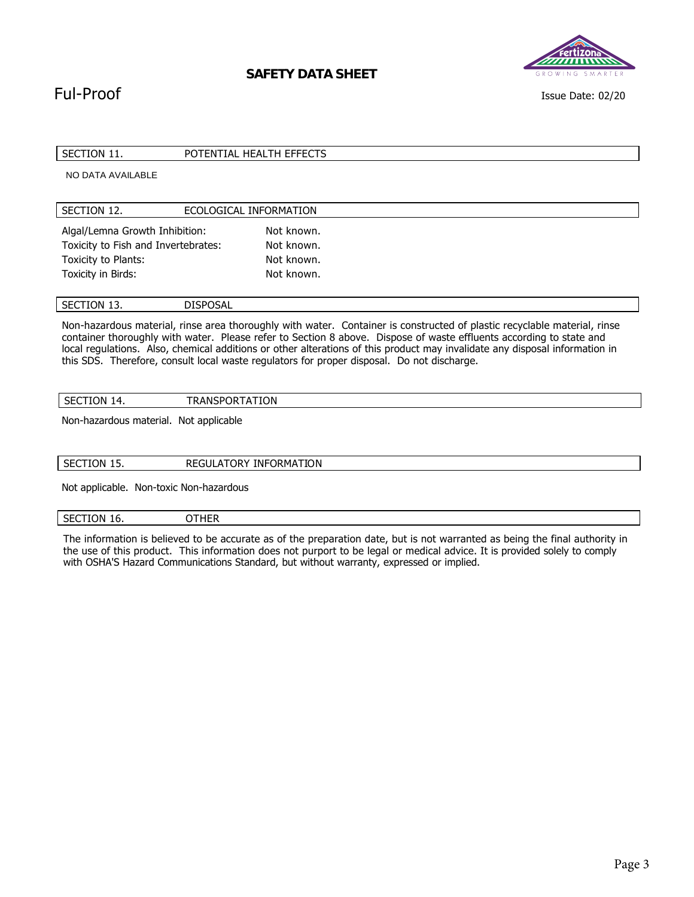## SECTION 11. POTENTIAL HEALTH EFFECTS

NO DATA AVAILABLE

## SECTION 12. ECOLOGICAL INFORMATION

| | |
|---|---|
| Algal/Lemna Growth Inhibition: | Not known. |
| Toxicity to Fish and Invertebrates: | Not known. |
| Toxicity to Plants: | Not known. |
| Toxicity in Birds: | Not known. |

## SECTION 13. DISPOSAL

Non-hazardous material, rinse area thoroughly with water. Container is constructed of plastic recyclable material, rinse container thoroughly with water. Please refer to Section 8 above. Dispose of waste effluents according to state and local regulations. Also, chemical additions or other alterations of this product may invalidate any disposal information in this SDS. Therefore, consult local waste regulators for proper disposal. Do not discharge.

## SECTION 14. TRANSPORTATION

Non-hazardous material. Not applicable

## SECTION 15. REGULATORY INFORMATION

Not applicable. Non-toxic Non-hazardous

## SECTION 16. OTHER

The information is believed to be accurate as of the preparation date, but is not warranted as being the final authority in the use of this product. This information does not purport to be legal or medical advice. It is provided solely to comply with OSHA'S Hazard Communications Standard, but without warranty, expressed or implied.